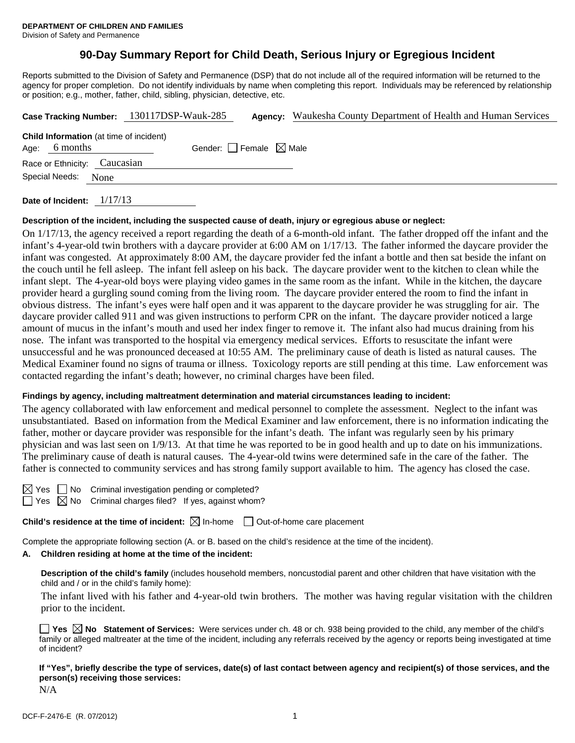**DEPARTMENT OF CHILDREN AND FAMILIES**
Division of Safety and Permanence

# 90-Day Summary Report for Child Death, Serious Injury or Egregious Incident

Reports submitted to the Division of Safety and Permanence (DSP) that do not include all of the required information will be returned to the agency for proper completion. Do not identify individuals by name when completing this report. Individuals may be referenced by relationship or position; e.g., mother, father, child, sibling, physician, detective, etc.

**Case Tracking Number:** 130117DSP-Wauk-285 **Agency:** Waukesha County Department of Health and Human Services

**Child Information** (at time of incident)
Age: 6 months Gender: ☐ Female ☒ Male
Race or Ethnicity: Caucasian
Special Needs: None

**Date of Incident:** 1/17/13

**Description of the incident, including the suspected cause of death, injury or egregious abuse or neglect:**

On 1/17/13, the agency received a report regarding the death of a 6-month-old infant. The father dropped off the infant and the infant's 4-year-old twin brothers with a daycare provider at 6:00 AM on 1/17/13. The father informed the daycare provider the infant was congested. At approximately 8:00 AM, the daycare provider fed the infant a bottle and then sat beside the infant on the couch until he fell asleep. The infant fell asleep on his back. The daycare provider went to the kitchen to clean while the infant slept. The 4-year-old boys were playing video games in the same room as the infant. While in the kitchen, the daycare provider heard a gurgling sound coming from the living room. The daycare provider entered the room to find the infant in obvious distress. The infant's eyes were half open and it was apparent to the daycare provider he was struggling for air. The daycare provider called 911 and was given instructions to perform CPR on the infant. The daycare provider noticed a large amount of mucus in the infant's mouth and used her index finger to remove it. The infant also had mucus draining from his nose. The infant was transported to the hospital via emergency medical services. Efforts to resuscitate the infant were unsuccessful and he was pronounced deceased at 10:55 AM. The preliminary cause of death is listed as natural causes. The Medical Examiner found no signs of trauma or illness. Toxicology reports are still pending at this time. Law enforcement was contacted regarding the infant's death; however, no criminal charges have been filed.

**Findings by agency, including maltreatment determination and material circumstances leading to incident:**

The agency collaborated with law enforcement and medical personnel to complete the assessment. Neglect to the infant was unsubstantiated. Based on information from the Medical Examiner and law enforcement, there is no information indicating the father, mother or daycare provider was responsible for the infant's death. The infant was regularly seen by his primary physician and was last seen on 1/9/13. At that time he was reported to be in good health and up to date on his immunizations. The preliminary cause of death is natural causes. The 4-year-old twins were determined safe in the care of the father. The father is connected to community services and has strong family support available to him. The agency has closed the case.

☒ Yes ☐ No Criminal investigation pending or completed?
☐ Yes ☒ No Criminal charges filed? If yes, against whom?

**Child's residence at the time of incident:** ☒ In-home ☐ Out-of-home care placement

Complete the appropriate following section (A. or B. based on the child's residence at the time of the incident).

**A. Children residing at home at the time of the incident:**

**Description of the child's family** (includes household members, noncustodial parent and other children that have visitation with the child and / or in the child's family home):

The infant lived with his father and 4-year-old twin brothers. The mother was having regular visitation with the children prior to the incident.

☐ **Yes** ☒ **No Statement of Services:** Were services under ch. 48 or ch. 938 being provided to the child, any member of the child's family or alleged maltreater at the time of the incident, including any referrals received by the agency or reports being investigated at time of incident?

**If "Yes", briefly describe the type of services, date(s) of last contact between agency and recipient(s) of those services, and the person(s) receiving those services:**

N/A

DCF-F-2476-E (R. 07/2012)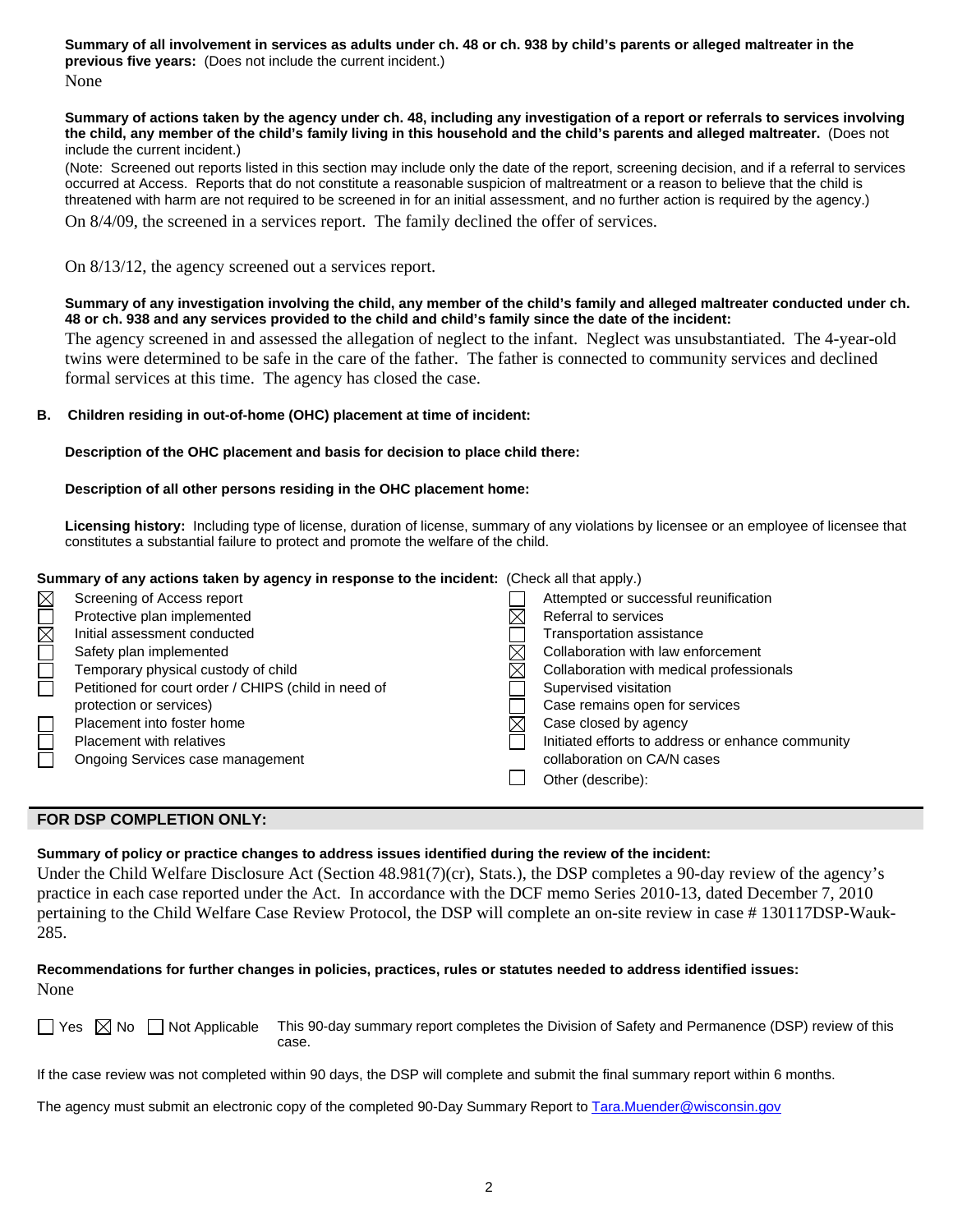**Summary of all involvement in services as adults under ch. 48 or ch. 938 by child's parents or alleged maltreater in the previous five years:** (Does not include the current incident.)

None

**Summary of actions taken by the agency under ch. 48, including any investigation of a report or referrals to services involving the child, any member of the child's family living in this household and the child's parents and alleged maltreater.** (Does not include the current incident.)

(Note: Screened out reports listed in this section may include only the date of the report, screening decision, and if a referral to services occurred at Access. Reports that do not constitute a reasonable suspicion of maltreatment or a reason to believe that the child is threatened with harm are not required to be screened in for an initial assessment, and no further action is required by the agency.)

On 8/4/09, the screened in a services report. The family declined the offer of services.

On 8/13/12, the agency screened out a services report.

**Summary of any investigation involving the child, any member of the child's family and alleged maltreater conducted under ch. 48 or ch. 938 and any services provided to the child and child's family since the date of the incident:**

The agency screened in and assessed the allegation of neglect to the infant. Neglect was unsubstantiated. The 4-year-old twins were determined to be safe in the care of the father. The father is connected to community services and declined formal services at this time. The agency has closed the case.

**B. Children residing in out-of-home (OHC) placement at time of incident:**

**Description of the OHC placement and basis for decision to place child there:**

**Description of all other persons residing in the OHC placement home:**

**Licensing history:** Including type of license, duration of license, summary of any violations by licensee or an employee of licensee that constitutes a substantial failure to protect and promote the welfare of the child.

**Summary of any actions taken by agency in response to the incident:** (Check all that apply.)

- ☒ Screening of Access report
- ☐ Protective plan implemented
- ☒ Initial assessment conducted
- ☐ Safety plan implemented
- ☐ Temporary physical custody of child
- ☐ Petitioned for court order / CHIPS (child in need of protection or services)
- ☐ Placement into foster home
- ☐ Placement with relatives
- ☐ Ongoing Services case management
- ☐ Attempted or successful reunification
- ☒ Referral to services
- ☐ Transportation assistance
- ☒ Collaboration with law enforcement
- ☒ Collaboration with medical professionals
- ☐ Supervised visitation
- ☐ Case remains open for services
- ☒ Case closed by agency
- ☐ Initiated efforts to address or enhance community collaboration on CA/N cases
- ☐ Other (describe):

## FOR DSP COMPLETION ONLY:

**Summary of policy or practice changes to address issues identified during the review of the incident:**

Under the Child Welfare Disclosure Act (Section 48.981(7)(cr), Stats.), the DSP completes a 90-day review of the agency's practice in each case reported under the Act. In accordance with the DCF memo Series 2010-13, dated December 7, 2010 pertaining to the Child Welfare Case Review Protocol, the DSP will complete an on-site review in case # 130117DSP-Wauk-285.

**Recommendations for further changes in policies, practices, rules or statutes needed to address identified issues:**

None

☐ Yes ☒ No ☐ Not Applicable This 90-day summary report completes the Division of Safety and Permanence (DSP) review of this case.

If the case review was not completed within 90 days, the DSP will complete and submit the final summary report within 6 months.

The agency must submit an electronic copy of the completed 90-Day Summary Report to Tara.Muender@wisconsin.gov